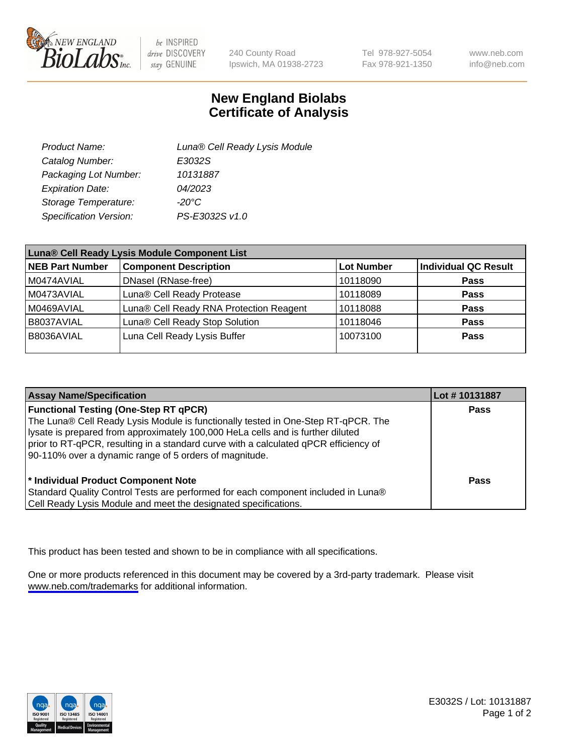# New England Biolabs Certificate of Analysis

| | |
|---|---|
| *Product Name:* | *Luna® Cell Ready Lysis Module* |
| *Catalog Number:* | *E3032S* |
| *Packaging Lot Number:* | *10131887* |
| *Expiration Date:* | *04/2023* |
| *Storage Temperature:* | *-20°C* |
| *Specification Version:* | *PS-E3032S v1.0* |

| Luna® Cell Ready Lysis Module Component List | | | |
|---|---|---|---|
| **NEB Part Number** | **Component Description** | **Lot Number** | **Individual QC Result** |
| M0474AVIAL | DNaseI (RNase-free) | 10118090 | **Pass** |
| M0473AVIAL | Luna® Cell Ready Protease | 10118089 | **Pass** |
| M0469AVIAL | Luna® Cell Ready RNA Protection Reagent | 10118088 | **Pass** |
| B8037AVIAL | Luna® Cell Ready Stop Solution | 10118046 | **Pass** |
| B8036AVIAL | Luna Cell Ready Lysis Buffer | 10073100 | **Pass** |

| Assay Name/Specification | Lot # 10131887 |
|---|---|
| **Functional Testing (One-Step RT qPCR)** The Luna® Cell Ready Lysis Module is functionally tested in One-Step RT-qPCR. The lysate is prepared from approximately 100,000 HeLa cells and is further diluted prior to RT-qPCR, resulting in a standard curve with a calculated qPCR efficiency of 90-110% over a dynamic range of 5 orders of magnitude. | **Pass** |
| **\* Individual Product Component Note** Standard Quality Control Tests are performed for each component included in Luna® Cell Ready Lysis Module and meet the designated specifications. | **Pass** |

This product has been tested and shown to be in compliance with all specifications.

One or more products referenced in this document may be covered by a 3rd-party trademark. Please visit www.neb.com/trademarks for additional information.

E3032S / Lot: 10131887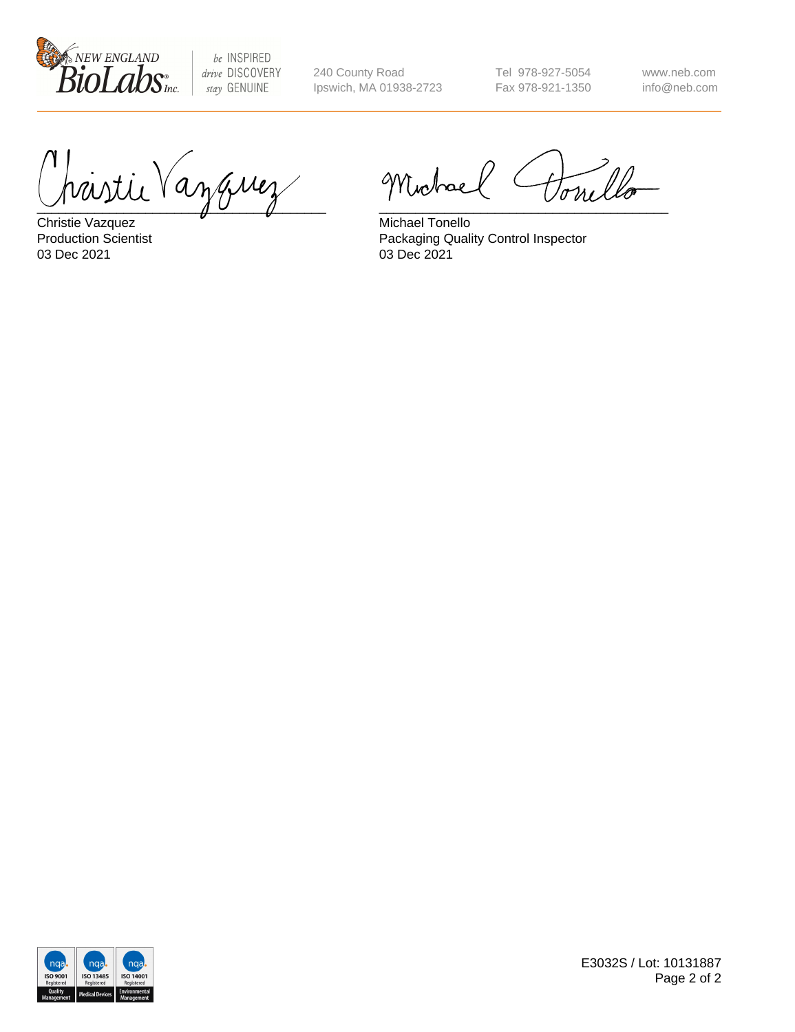240 County Road
Ipswich, MA 01938-2723

Tel 978-927-5054
Fax 978-921-1350

www.neb.com
info@neb.com

Christie Vazquez
Production Scientist
03 Dec 2021

Michael Tonello
Packaging Quality Control Inspector
03 Dec 2021

E3032S / Lot: 10131887